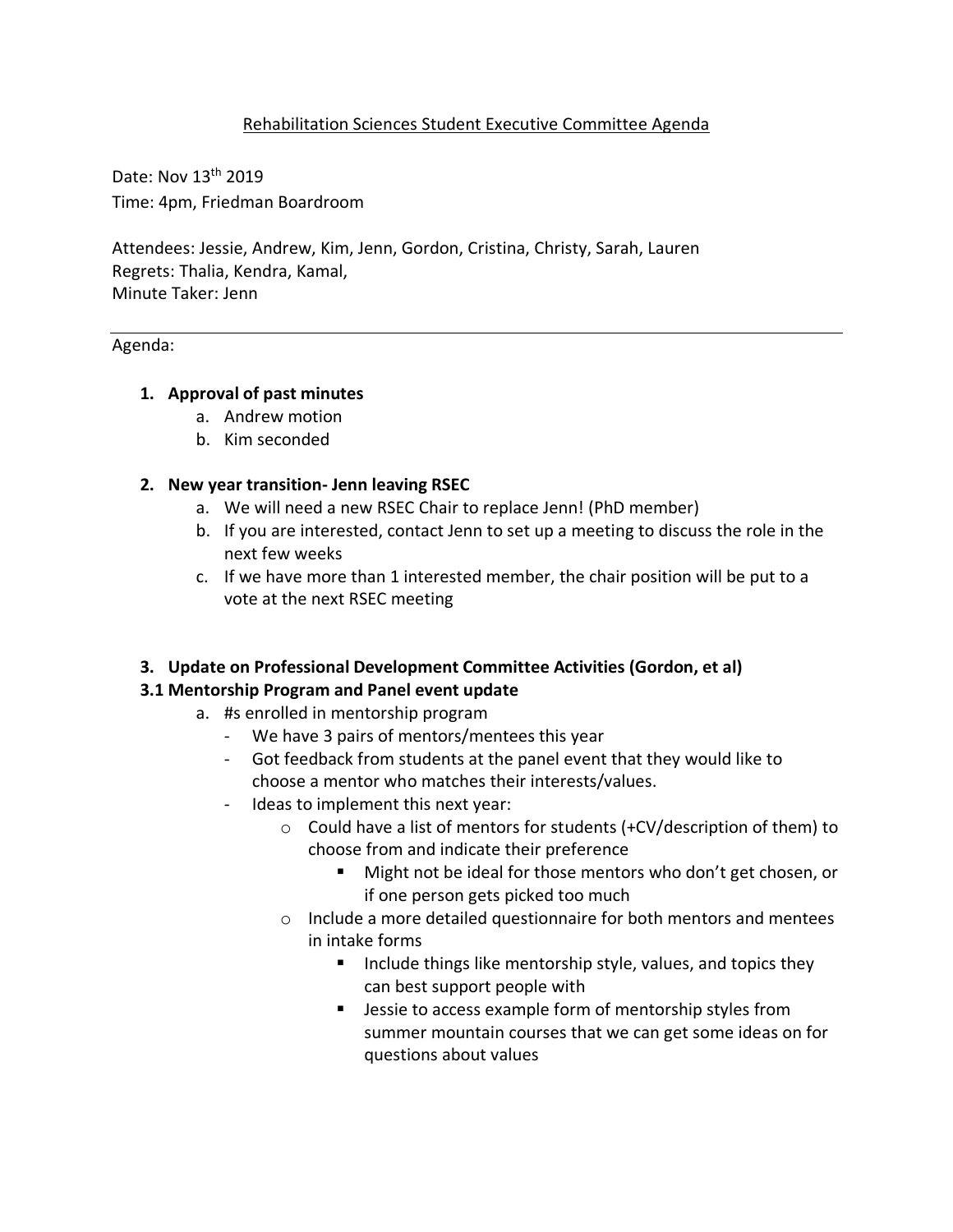# Rehabilitation Sciences Student Executive Committee Agenda

Date: Nov 13th 2019
Time: 4pm, Friedman Boardroom

Attendees: Jessie, Andrew, Kim, Jenn, Gordon, Cristina, Christy, Sarah, Lauren
Regrets: Thalia, Kendra, Kamal,
Minute Taker: Jenn

---

Agenda:

1. **Approval of past minutes**
   a. Andrew motion
   b. Kim seconded

2. **New year transition- Jenn leaving RSEC**
   a. We will need a new RSEC Chair to replace Jenn! (PhD member)
   b. If you are interested, contact Jenn to set up a meeting to discuss the role in the next few weeks
   c. If we have more than 1 interested member, the chair position will be put to a vote at the next RSEC meeting

3. **Update on Professional Development Committee Activities (Gordon, et al)**

**3.1 Mentorship Program and Panel event update**

a. #s enrolled in mentorship program
   - We have 3 pairs of mentors/mentees this year
   - Got feedback from students at the panel event that they would like to choose a mentor who matches their interests/values.
   - Ideas to implement this next year:
     - Could have a list of mentors for students (+CV/description of them) to choose from and indicate their preference
       - Might not be ideal for those mentors who don't get chosen, or if one person gets picked too much
     - Include a more detailed questionnaire for both mentors and mentees in intake forms
       - Include things like mentorship style, values, and topics they can best support people with
       - Jessie to access example form of mentorship styles from summer mountain courses that we can get some ideas on for questions about values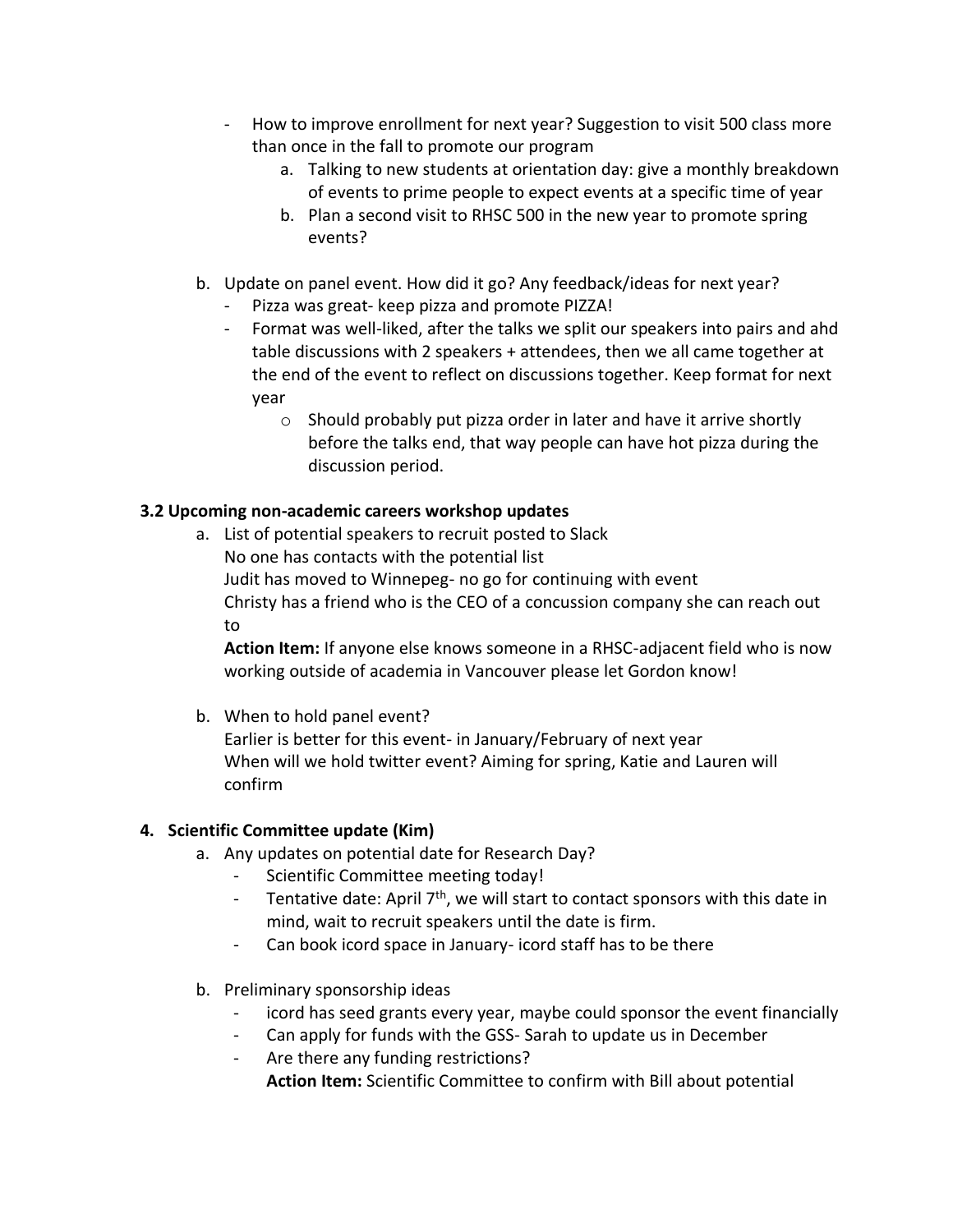- How to improve enrollment for next year? Suggestion to visit 500 class more than once in the fall to promote our program
    a. Talking to new students at orientation day: give a monthly breakdown of events to prime people to expect events at a specific time of year
    b. Plan a second visit to RHSC 500 in the new year to promote spring events?

b. Update on panel event. How did it go? Any feedback/ideas for next year?
    - Pizza was great- keep pizza and promote PIZZA!
    - Format was well-liked, after the talks we split our speakers into pairs and ahd table discussions with 2 speakers + attendees, then we all came together at the end of the event to reflect on discussions together. Keep format for next year
        - Should probably put pizza order in later and have it arrive shortly before the talks end, that way people can have hot pizza during the discussion period.

**3.2 Upcoming non-academic careers workshop updates**

a. List of potential speakers to recruit posted to Slack
   No one has contacts with the potential list
   Judit has moved to Winnepeg- no go for continuing with event
   Christy has a friend who is the CEO of a concussion company she can reach out to
   **Action Item:** If anyone else knows someone in a RHSC-adjacent field who is now working outside of academia in Vancouver please let Gordon know!

b. When to hold panel event?
   Earlier is better for this event- in January/February of next year
   When will we hold twitter event? Aiming for spring, Katie and Lauren will confirm

**4. Scientific Committee update (Kim)**

a. Any updates on potential date for Research Day?
    - Scientific Committee meeting today!
    - Tentative date: April 7th, we will start to contact sponsors with this date in mind, wait to recruit speakers until the date is firm.
    - Can book icord space in January- icord staff has to be there

b. Preliminary sponsorship ideas
    - icord has seed grants every year, maybe could sponsor the event financially
    - Can apply for funds with the GSS- Sarah to update us in December
    - Are there any funding restrictions?
      **Action Item:** Scientific Committee to confirm with Bill about potential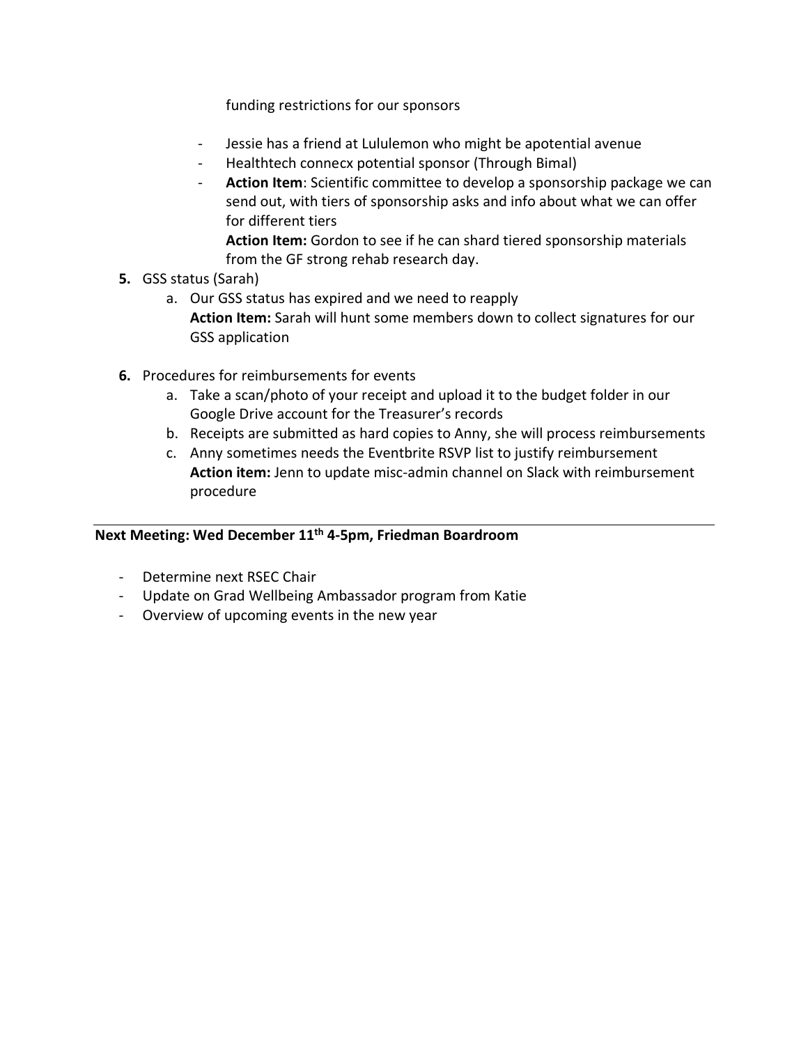funding restrictions for our sponsors

- Jessie has a friend at Lululemon who might be apotential avenue
- Healthtech connecx potential sponsor (Through Bimal)
- **Action Item**: Scientific committee to develop a sponsorship package we can send out, with tiers of sponsorship asks and info about what we can offer for different tiers
  **Action Item:** Gordon to see if he can shard tiered sponsorship materials from the GF strong rehab research day.

5. GSS status (Sarah)
   a. Our GSS status has expired and we need to reapply
   **Action Item:** Sarah will hunt some members down to collect signatures for our GSS application

6. Procedures for reimbursements for events
   a. Take a scan/photo of your receipt and upload it to the budget folder in our Google Drive account for the Treasurer's records
   b. Receipts are submitted as hard copies to Anny, she will process reimbursements
   c. Anny sometimes needs the Eventbrite RSVP list to justify reimbursement
   **Action item:** Jenn to update misc-admin channel on Slack with reimbursement procedure

---

**Next Meeting: Wed December 11th 4-5pm, Friedman Boardroom**

- Determine next RSEC Chair
- Update on Grad Wellbeing Ambassador program from Katie
- Overview of upcoming events in the new year